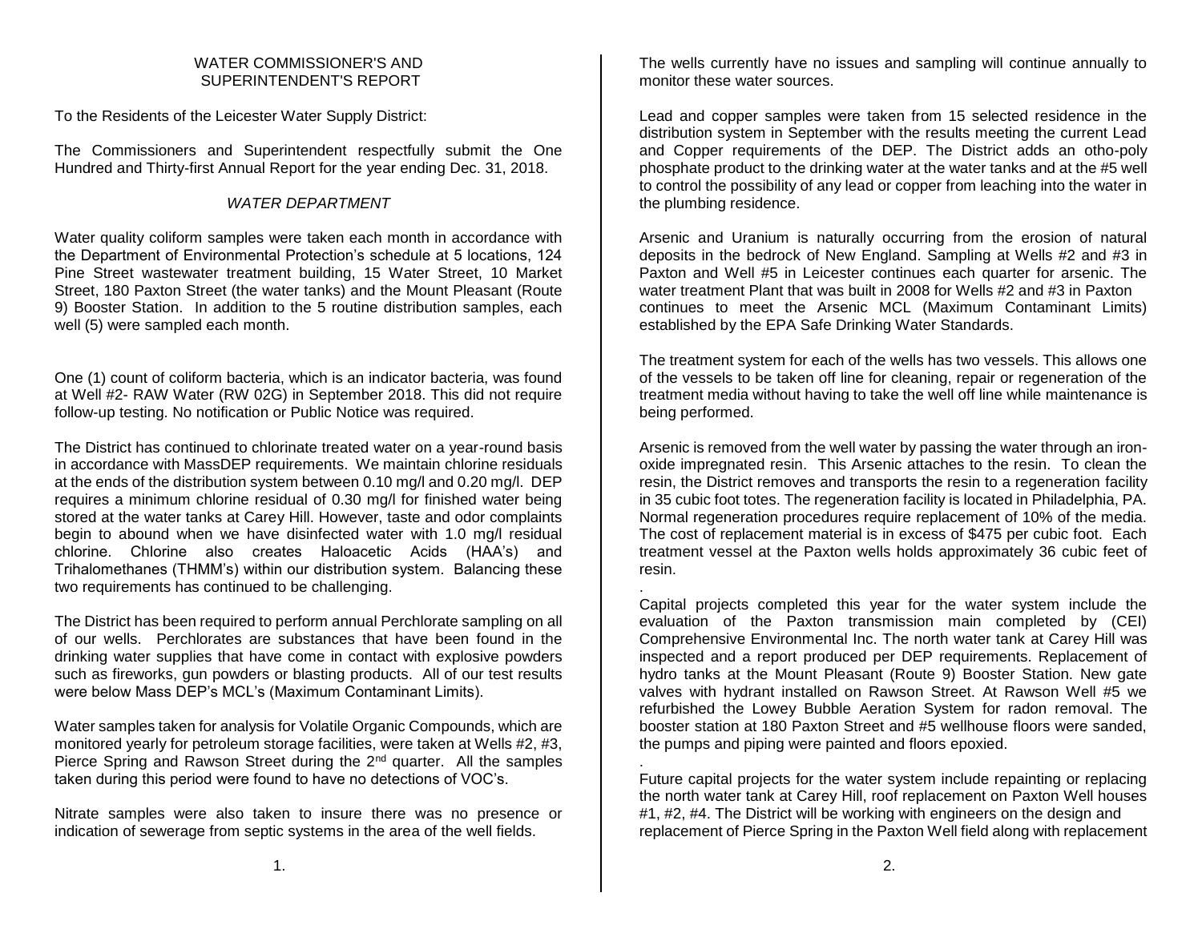# WATER COMMISSIONER'S AND SUPERINTENDENT'S REPORT

To the Residents of the Leicester Water Supply District:

The Commissioners and Superintendent respectfully submit the One Hundred and Thirty-first Annual Report for the year ending Dec. 31, 2018.

## *WATER DEPARTMENT*

Water quality coliform samples were taken each month in accordance with the Department of Environmental Protection's schedule at 5 locations, 124 Pine Street wastewater treatment building, 15 Water Street, 10 Market Street, 180 Paxton Street (the water tanks) and the Mount Pleasant (Route 9) Booster Station. In addition to the 5 routine distribution samples, each well (5) were sampled each month.

One (1) count of coliform bacteria, which is an indicator bacteria, was found at Well #2- RAW Water (RW 02G) in September 2018. This did not require follow-up testing. No notification or Public Notice was required.

The District has continued to chlorinate treated water on a year-round basis in accordance with MassDEP requirements. We maintain chlorine residuals at the ends of the distribution system between 0.10 mg/l and 0.20 mg/l. DEP requires a minimum chlorine residual of 0.30 mg/l for finished water being stored at the water tanks at Carey Hill. However, taste and odor complaints begin to abound when we have disinfected water with 1.0 mg/l residual chlorine. Chlorine also creates Haloacetic Acids (HAA's) and Trihalomethanes (THMM's) within our distribution system. Balancing these two requirements has continued to be challenging.

The District has been required to perform annual Perchlorate sampling on all of our wells. Perchlorates are substances that have been found in the drinking water supplies that have come in contact with explosive powders such as fireworks, gun powders or blasting products. All of our test results were below Mass DEP's MCL's (Maximum Contaminant Limits).

Water samples taken for analysis for Volatile Organic Compounds, which are monitored yearly for petroleum storage facilities, were taken at Wells #2, #3, Pierce Spring and Rawson Street during the 2nd quarter. All the samples taken during this period were found to have no detections of VOC's.

Nitrate samples were also taken to insure there was no presence or indication of sewerage from septic systems in the area of the well fields.

The wells currently have no issues and sampling will continue annually to monitor these water sources.

Lead and copper samples were taken from 15 selected residence in the distribution system in September with the results meeting the current Lead and Copper requirements of the DEP. The District adds an otho-poly phosphate product to the drinking water at the water tanks and at the #5 well to control the possibility of any lead or copper from leaching into the water in the plumbing residence.

Arsenic and Uranium is naturally occurring from the erosion of natural deposits in the bedrock of New England. Sampling at Wells #2 and #3 in Paxton and Well #5 in Leicester continues each quarter for arsenic. The water treatment Plant that was built in 2008 for Wells #2 and #3 in Paxton continues to meet the Arsenic MCL (Maximum Contaminant Limits) established by the EPA Safe Drinking Water Standards.

The treatment system for each of the wells has two vessels. This allows one of the vessels to be taken off line for cleaning, repair or regeneration of the treatment media without having to take the well off line while maintenance is being performed.

Arsenic is removed from the well water by passing the water through an iron-oxide impregnated resin. This Arsenic attaches to the resin. To clean the resin, the District removes and transports the resin to a regeneration facility in 35 cubic foot totes. The regeneration facility is located in Philadelphia, PA. Normal regeneration procedures require replacement of 10% of the media. The cost of replacement material is in excess of $475 per cubic foot. Each treatment vessel at the Paxton wells holds approximately 36 cubic feet of resin.

Capital projects completed this year for the water system include the evaluation of the Paxton transmission main completed by (CEI) Comprehensive Environmental Inc. The north water tank at Carey Hill was inspected and a report produced per DEP requirements. Replacement of hydro tanks at the Mount Pleasant (Route 9) Booster Station. New gate valves with hydrant installed on Rawson Street. At Rawson Well #5 we refurbished the Lowey Bubble Aeration System for radon removal. The booster station at 180 Paxton Street and #5 wellhouse floors were sanded, the pumps and piping were painted and floors epoxied.

Future capital projects for the water system include repainting or replacing the north water tank at Carey Hill, roof replacement on Paxton Well houses #1, #2, #4. The District will be working with engineers on the design and replacement of Pierce Spring in the Paxton Well field along with replacement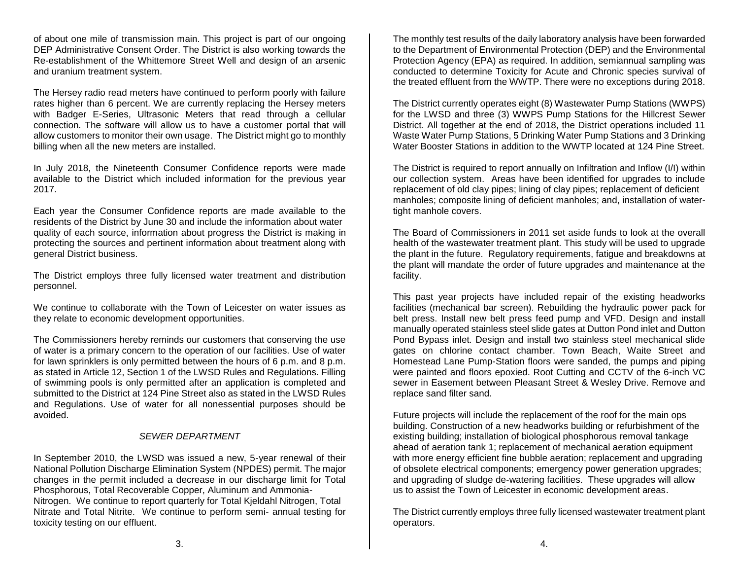of about one mile of transmission main. This project is part of our ongoing DEP Administrative Consent Order. The District is also working towards the Re-establishment of the Whittemore Street Well and design of an arsenic and uranium treatment system.

The Hersey radio read meters have continued to perform poorly with failure rates higher than 6 percent. We are currently replacing the Hersey meters with Badger E-Series, Ultrasonic Meters that read through a cellular connection. The software will allow us to have a customer portal that will allow customers to monitor their own usage. The District might go to monthly billing when all the new meters are installed.

In July 2018, the Nineteenth Consumer Confidence reports were made available to the District which included information for the previous year 2017.

Each year the Consumer Confidence reports are made available to the residents of the District by June 30 and include the information about water quality of each source, information about progress the District is making in protecting the sources and pertinent information about treatment along with general District business.

The District employs three fully licensed water treatment and distribution personnel.

We continue to collaborate with the Town of Leicester on water issues as they relate to economic development opportunities.

The Commissioners hereby reminds our customers that conserving the use of water is a primary concern to the operation of our facilities. Use of water for lawn sprinklers is only permitted between the hours of 6 p.m. and 8 p.m. as stated in Article 12, Section 1 of the LWSD Rules and Regulations. Filling of swimming pools is only permitted after an application is completed and submitted to the District at 124 Pine Street also as stated in the LWSD Rules and Regulations. Use of water for all nonessential purposes should be avoided.

## *SEWER DEPARTMENT*

In September 2010, the LWSD was issued a new, 5-year renewal of their National Pollution Discharge Elimination System (NPDES) permit. The major changes in the permit included a decrease in our discharge limit for Total Phosphorous, Total Recoverable Copper, Aluminum and Ammonia-Nitrogen. We continue to report quarterly for Total Kjeldahl Nitrogen, Total Nitrate and Total Nitrite. We continue to perform semi- annual testing for toxicity testing on our effluent.

The monthly test results of the daily laboratory analysis have been forwarded to the Department of Environmental Protection (DEP) and the Environmental Protection Agency (EPA) as required. In addition, semiannual sampling was conducted to determine Toxicity for Acute and Chronic species survival of the treated effluent from the WWTP. There were no exceptions during 2018.

The District currently operates eight (8) Wastewater Pump Stations (WWPS) for the LWSD and three (3) WWPS Pump Stations for the Hillcrest Sewer District. All together at the end of 2018, the District operations included 11 Waste Water Pump Stations, 5 Drinking Water Pump Stations and 3 Drinking Water Booster Stations in addition to the WWTP located at 124 Pine Street.

The District is required to report annually on Infiltration and Inflow (I/I) within our collection system. Areas have been identified for upgrades to include replacement of old clay pipes; lining of clay pipes; replacement of deficient manholes; composite lining of deficient manholes; and, installation of water-tight manhole covers.

The Board of Commissioners in 2011 set aside funds to look at the overall health of the wastewater treatment plant. This study will be used to upgrade the plant in the future. Regulatory requirements, fatigue and breakdowns at the plant will mandate the order of future upgrades and maintenance at the facility.

This past year projects have included repair of the existing headworks facilities (mechanical bar screen). Rebuilding the hydraulic power pack for belt press. Install new belt press feed pump and VFD. Design and install manually operated stainless steel slide gates at Dutton Pond inlet and Dutton Pond Bypass inlet. Design and install two stainless steel mechanical slide gates on chlorine contact chamber. Town Beach, Waite Street and Homestead Lane Pump-Station floors were sanded, the pumps and piping were painted and floors epoxied. Root Cutting and CCTV of the 6-inch VC sewer in Easement between Pleasant Street & Wesley Drive. Remove and replace sand filter sand.

Future projects will include the replacement of the roof for the main ops building. Construction of a new headworks building or refurbishment of the existing building; installation of biological phosphorous removal tankage ahead of aeration tank 1; replacement of mechanical aeration equipment with more energy efficient fine bubble aeration; replacement and upgrading of obsolete electrical components; emergency power generation upgrades; and upgrading of sludge de-watering facilities. These upgrades will allow us to assist the Town of Leicester in economic development areas.

The District currently employs three fully licensed wastewater treatment plant operators.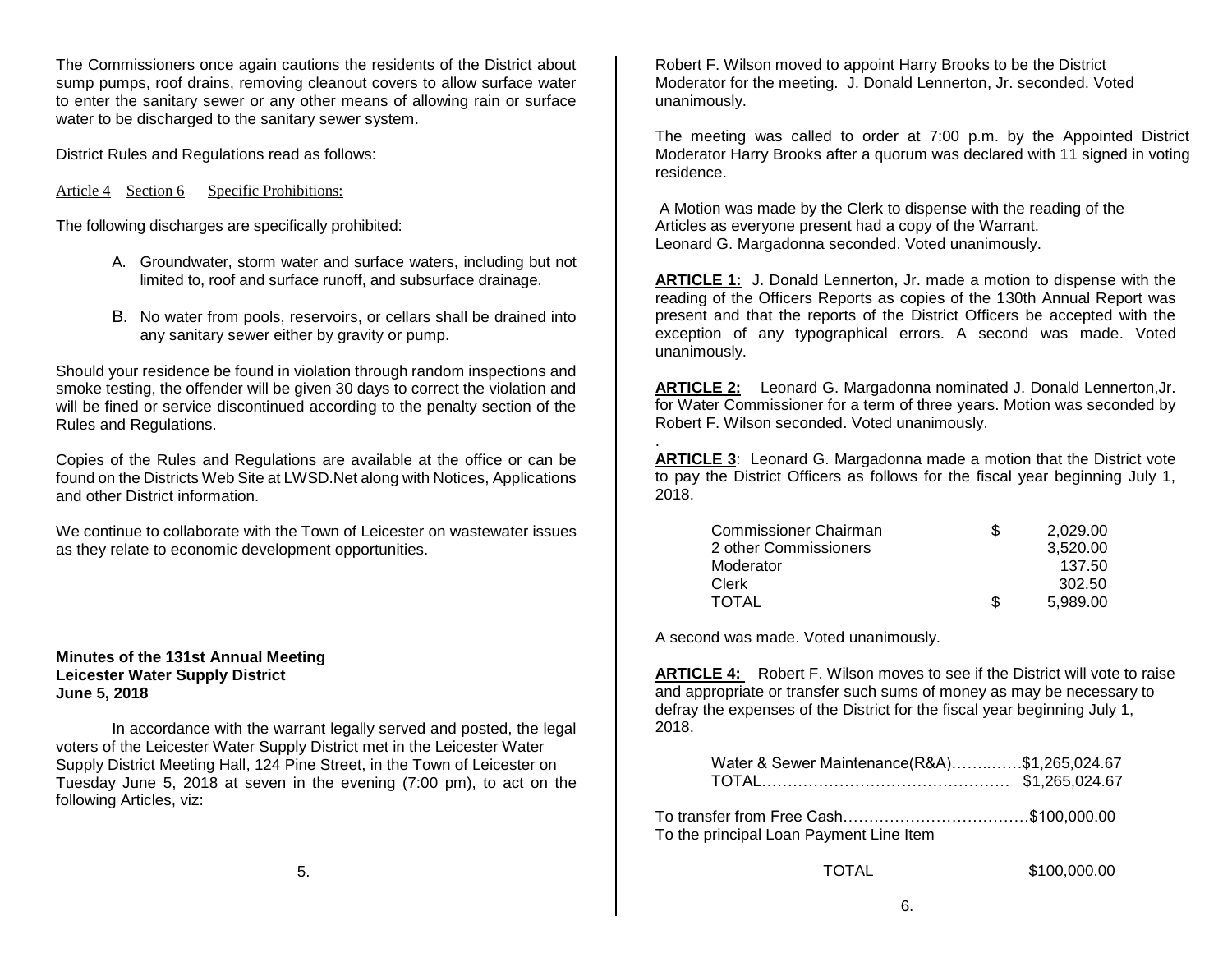The Commissioners once again cautions the residents of the District about sump pumps, roof drains, removing cleanout covers to allow surface water to enter the sanitary sewer or any other means of allowing rain or surface water to be discharged to the sanitary sewer system.

District Rules and Regulations read as follows:

Article 4 Section 6 Specific Prohibitions:

The following discharges are specifically prohibited:

A. Groundwater, storm water and surface waters, including but not limited to, roof and surface runoff, and subsurface drainage.

B. No water from pools, reservoirs, or cellars shall be drained into any sanitary sewer either by gravity or pump.

Should your residence be found in violation through random inspections and smoke testing, the offender will be given 30 days to correct the violation and will be fined or service discontinued according to the penalty section of the Rules and Regulations.

Copies of the Rules and Regulations are available at the office or can be found on the Districts Web Site at LWSD.Net along with Notices, Applications and other District information.

We continue to collaborate with the Town of Leicester on wastewater issues as they relate to economic development opportunities.

**Minutes of the 131st Annual Meeting**
**Leicester Water Supply District**
**June 5, 2018**

In accordance with the warrant legally served and posted, the legal voters of the Leicester Water Supply District met in the Leicester Water Supply District Meeting Hall, 124 Pine Street, in the Town of Leicester on Tuesday June 5, 2018 at seven in the evening (7:00 pm), to act on the following Articles, viz:

Robert F. Wilson moved to appoint Harry Brooks to be the District Moderator for the meeting. J. Donald Lennerton, Jr. seconded. Voted unanimously.

The meeting was called to order at 7:00 p.m. by the Appointed District Moderator Harry Brooks after a quorum was declared with 11 signed in voting residence.

A Motion was made by the Clerk to dispense with the reading of the Articles as everyone present had a copy of the Warrant. Leonard G. Margadonna seconded. Voted unanimously.

**ARTICLE 1:** J. Donald Lennerton, Jr. made a motion to dispense with the reading of the Officers Reports as copies of the 130th Annual Report was present and that the reports of the District Officers be accepted with the exception of any typographical errors. A second was made. Voted unanimously.

**ARTICLE 2:** Leonard G. Margadonna nominated J. Donald Lennerton,Jr. for Water Commissioner for a term of three years. Motion was seconded by Robert F. Wilson seconded. Voted unanimously.

.

**ARTICLE 3**: Leonard G. Margadonna made a motion that the District vote to pay the District Officers as follows for the fiscal year beginning July 1, 2018.

| | | |
|---|---|---|
| Commissioner Chairman | $ | 2,029.00 |
| 2 other Commissioners | | 3,520.00 |
| Moderator | | 137.50 |
| Clerk | | 302.50 |
| TOTAL | $ | 5,989.00 |

A second was made. Voted unanimously.

**ARTICLE 4:** Robert F. Wilson moves to see if the District will vote to raise and appropriate or transfer such sums of money as may be necessary to defray the expenses of the District for the fiscal year beginning July 1, 2018.

Water & Sewer Maintenance(R&A)……..……$1,265,024.67
TOTAL………………………………………… $1,265,024.67

To transfer from Free Cash………………………………$100,000.00
To the principal Loan Payment Line Item

TOTAL $100,000.00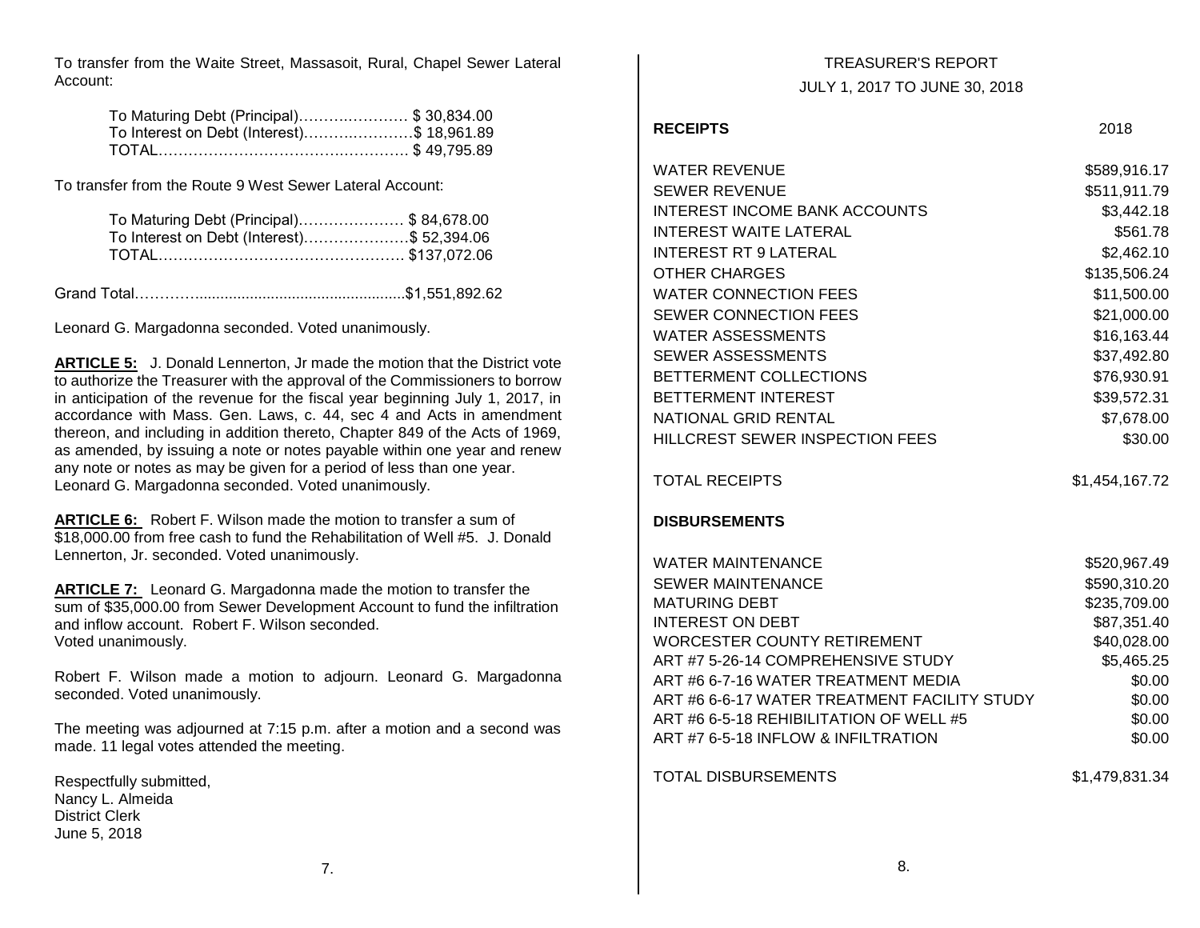To transfer from the Waite Street, Massasoit, Rural, Chapel Sewer Lateral Account:

| | |
|---|---|
| To Maturing Debt (Principal) | $ 30,834.00 |
| To Interest on Debt (Interest) | $ 18,961.89 |
| TOTAL | $ 49,795.89 |

To transfer from the Route 9 West Sewer Lateral Account:

| | |
|---|---|
| To Maturing Debt (Principal) | $ 84,678.00 |
| To Interest on Debt (Interest) | $ 52,394.06 |
| TOTAL | $137,072.06 |

Grand Total……………..............................................$1,551,892.62

Leonard G. Margadonna seconded. Voted unanimously.

**ARTICLE 5:** J. Donald Lennerton, Jr made the motion that the District vote to authorize the Treasurer with the approval of the Commissioners to borrow in anticipation of the revenue for the fiscal year beginning July 1, 2017, in accordance with Mass. Gen. Laws, c. 44, sec 4 and Acts in amendment thereon, and including in addition thereto, Chapter 849 of the Acts of 1969, as amended, by issuing a note or notes payable within one year and renew any note or notes as may be given for a period of less than one year. Leonard G. Margadonna seconded. Voted unanimously.

**ARTICLE 6:** Robert F. Wilson made the motion to transfer a sum of $18,000.00 from free cash to fund the Rehabilitation of Well #5. J. Donald Lennerton, Jr. seconded. Voted unanimously.

**ARTICLE 7:** Leonard G. Margadonna made the motion to transfer the sum of $35,000.00 from Sewer Development Account to fund the infiltration and inflow account. Robert F. Wilson seconded.
Voted unanimously.

Robert F. Wilson made a motion to adjourn. Leonard G. Margadonna seconded. Voted unanimously.

The meeting was adjourned at 7:15 p.m. after a motion and a second was made. 11 legal votes attended the meeting.

Respectfully submitted,
Nancy L. Almeida
District Clerk
June 5, 2018

## TREASURER'S REPORT

## JULY 1, 2017 TO JUNE 30, 2018

| **RECEIPTS** | 2018 |
|---|---|
| WATER REVENUE | $589,916.17 |
| SEWER REVENUE | $511,911.79 |
| INTEREST INCOME BANK ACCOUNTS | $3,442.18 |
| INTEREST WAITE LATERAL | $561.78 |
| INTEREST RT 9 LATERAL | $2,462.10 |
| OTHER CHARGES | $135,506.24 |
| WATER CONNECTION FEES | $11,500.00 |
| SEWER CONNECTION FEES | $21,000.00 |
| WATER ASSESSMENTS | $16,163.44 |
| SEWER ASSESSMENTS | $37,492.80 |
| BETTERMENT COLLECTIONS | $76,930.91 |
| BETTERMENT INTEREST | $39,572.31 |
| NATIONAL GRID RENTAL | $7,678.00 |
| HILLCREST SEWER INSPECTION FEES | $30.00 |
| | |
| TOTAL RECEIPTS | $1,454,167.72 |
| | |
| **DISBURSEMENTS** | |
| | |
| WATER MAINTENANCE | $520,967.49 |
| SEWER MAINTENANCE | $590,310.20 |
| MATURING DEBT | $235,709.00 |
| INTEREST ON DEBT | $87,351.40 |
| WORCESTER COUNTY RETIREMENT | $40,028.00 |
| ART #7 5-26-14 COMPREHENSIVE STUDY | $5,465.25 |
| ART #6 6-7-16 WATER TREATMENT MEDIA | $0.00 |
| ART #6 6-6-17 WATER TREATMENT FACILITY STUDY | $0.00 |
| ART #6 6-5-18 REHIBILITATION OF WELL #5 | $0.00 |
| ART #7 6-5-18 INFLOW & INFILTRATION | $0.00 |
| | |
| TOTAL DISBURSEMENTS | $1,479,831.34 |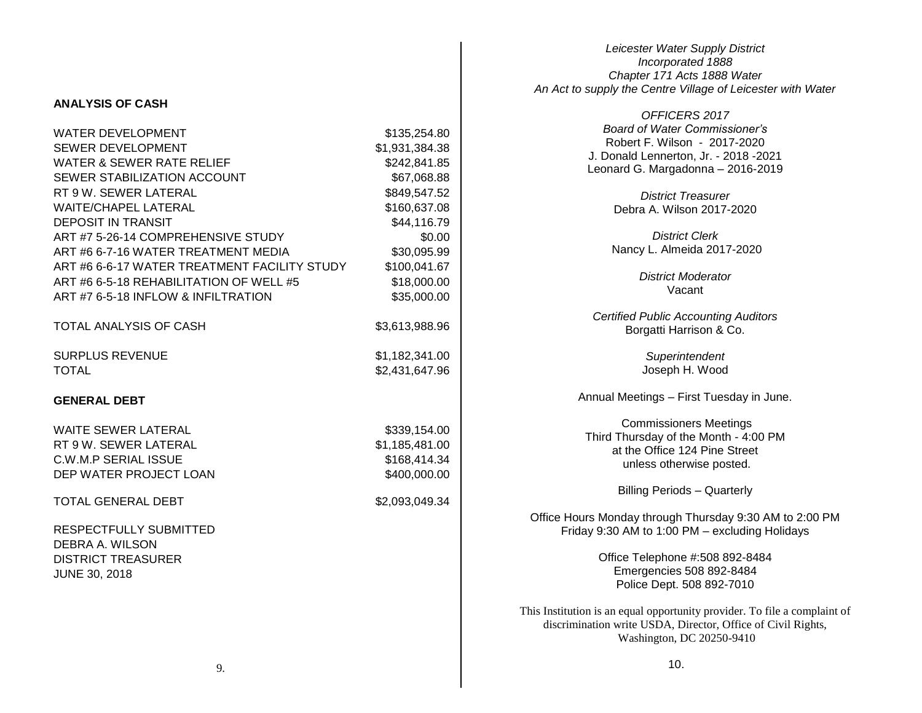## ANALYSIS OF CASH

| | |
|---|---|
| WATER DEVELOPMENT | $135,254.80 |
| SEWER DEVELOPMENT | $1,931,384.38 |
| WATER & SEWER RATE RELIEF | $242,841.85 |
| SEWER STABILIZATION ACCOUNT | $67,068.88 |
| RT 9 W. SEWER LATERAL | $849,547.52 |
| WAITE/CHAPEL LATERAL | $160,637.08 |
| DEPOSIT IN TRANSIT | $44,116.79 |
| ART #7 5-26-14 COMPREHENSIVE STUDY | $0.00 |
| ART #6 6-7-16 WATER TREATMENT MEDIA | $30,095.99 |
| ART #6 6-6-17 WATER TREATMENT FACILITY STUDY | $100,041.67 |
| ART #6 6-5-18 REHABILITATION OF WELL #5 | $18,000.00 |
| ART #7 6-5-18 INFLOW & INFILTRATION | $35,000.00 |
| TOTAL ANALYSIS OF CASH | $3,613,988.96 |
| SURPLUS REVENUE | $1,182,341.00 |
| TOTAL | $2,431,647.96 |

## GENERAL DEBT

| | |
|---|---|
| WAITE SEWER LATERAL | $339,154.00 |
| RT 9 W. SEWER LATERAL | $1,185,481.00 |
| C.W.M.P SERIAL ISSUE | $168,414.34 |
| DEP WATER PROJECT LOAN | $400,000.00 |
| TOTAL GENERAL DEBT | $2,093,049.34 |

RESPECTFULLY SUBMITTED
DEBRA A. WILSON
DISTRICT TREASURER
JUNE 30, 2018

*Leicester Water Supply District*
*Incorporated 1888*
*Chapter 171 Acts 1888 Water*
*An Act to supply the Centre Village of Leicester with Water*

*OFFICERS 2017*
*Board of Water Commissioner's*
Robert F. Wilson - 2017-2020
J. Donald Lennerton, Jr. - 2018 -2021
Leonard G. Margadonna – 2016-2019

*District Treasurer*
Debra A. Wilson 2017-2020

*District Clerk*
Nancy L. Almeida 2017-2020

*District Moderator*
Vacant

*Certified Public Accounting Auditors*
Borgatti Harrison & Co.

*Superintendent*
Joseph H. Wood

Annual Meetings – First Tuesday in June.

Commissioners Meetings
Third Thursday of the Month - 4:00 PM
at the Office 124 Pine Street
unless otherwise posted.

Billing Periods – Quarterly

Office Hours Monday through Thursday 9:30 AM to 2:00 PM
Friday 9:30 AM to 1:00 PM – excluding Holidays

Office Telephone #:508 892-8484
Emergencies 508 892-8484
Police Dept. 508 892-7010

This Institution is an equal opportunity provider. To file a complaint of discrimination write USDA, Director, Office of Civil Rights, Washington, DC 20250-9410